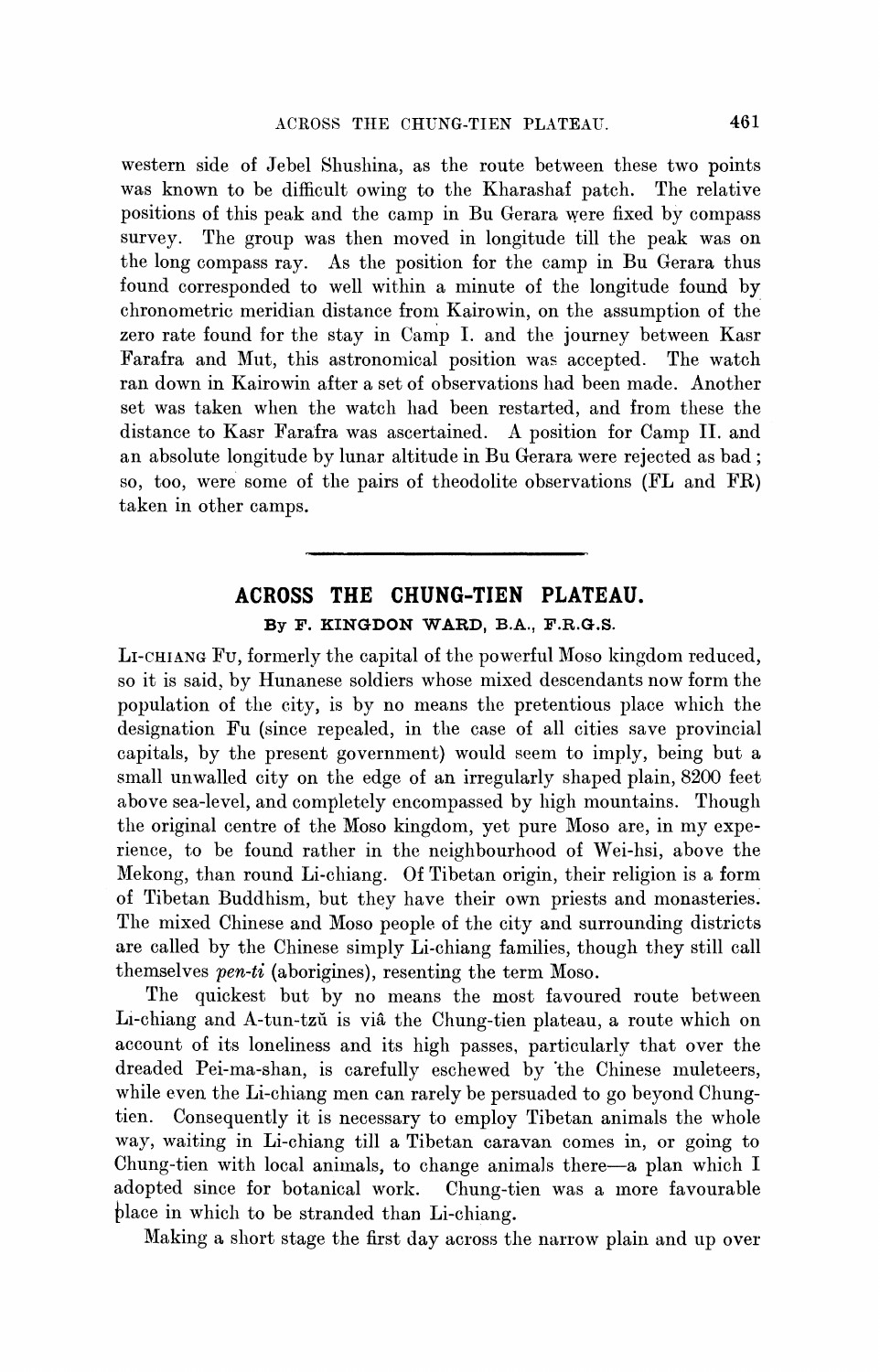western side of Jebel Shushina, as the route between these two points was known to be difficult owing to the Kharashaf patch. The relative positions of this peak and the camp in Bu Gerara were fixed by compass survey. The group was then moved in longitude till the peak was on the long compass ray. As the position for the camp in Bu Gerara thus found corresponded to well within a minute of the longitude found by chronometric meridian distance from Kairowin, on the assumption of the zero rate found for the stay in Camp I. and the journey between Kasr Farafra and Mut, this astronomical position was accepted. The watch ran down in Kairowin after a set of observations had been made. Another set was taken when the watch had been restarted, and from these the distance to Kasr Farafra was ascertained. A position for Camp II. and an absolute longitude by lunar altitude in Bu Gerara were rejected as bad; so, too, were some of the pairs of theodolite observations (FL and FR) taken in other camps.

---

# ACROSS THE CHUNG-TIEN PLATEAU.

**By F. KINGDON WARD, B.A., F.R.G.S.**

LI-CHIANG FU, formerly the capital of the powerful Moso kingdom reduced, so it is said, by Hunanese soldiers whose mixed descendants now form the population of the city, is by no means the pretentious place which the designation Fu (since repealed, in the case of all cities save provincial capitals, by the present government) would seem to imply, being but a small unwalled city on the edge of an irregularly shaped plain, 8200 feet above sea-level, and completely encompassed by high mountains. Though the original centre of the Moso kingdom, yet pure Moso are, in my experience, to be found rather in the neighbourhood of Wei-hsi, above the Mekong, than round Li-chiang. Of Tibetan origin, their religion is a form of Tibetan Buddhism, but they have their own priests and monasteries. The mixed Chinese and Moso people of the city and surrounding districts are called by the Chinese simply Li-chiang families, though they still call themselves *pen-ti* (aborigines), resenting the term Moso.

The quickest but by no means the most favoured route between Li-chiang and A-tun-tzŭ is viâ the Chung-tien plateau, a route which on account of its loneliness and its high passes, particularly that over the dreaded Pei-ma-shan, is carefully eschewed by the Chinese muleteers, while even the Li-chiang men can rarely be persuaded to go beyond Chung-tien. Consequently it is necessary to employ Tibetan animals the whole way, waiting in Li-chiang till a Tibetan caravan comes in, or going to Chung-tien with local animals, to change animals there—a plan which I adopted since for botanical work. Chung-tien was a more favourable place in which to be stranded than Li-chiang.

Making a short stage the first day across the narrow plain and up over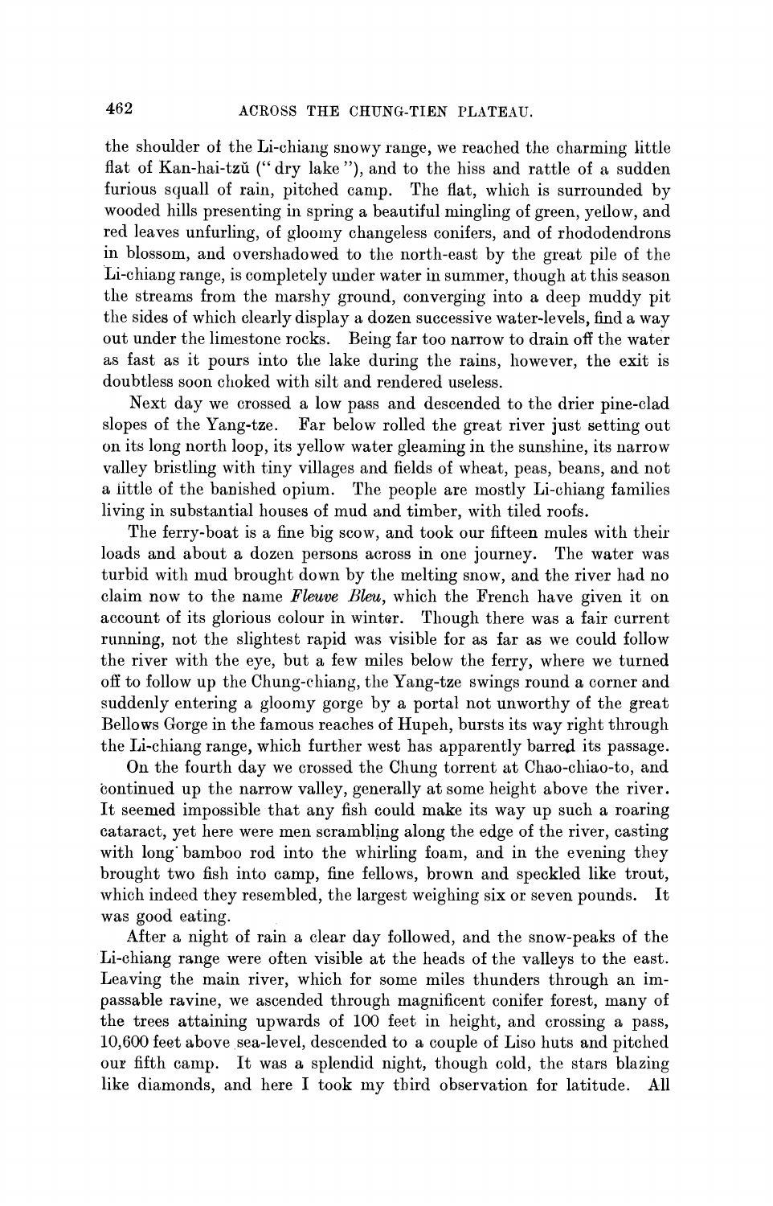the shoulder of the Li-chiang snowy range, we reached the charming little flat of Kan-hai-tzŭ ("dry lake"), and to the hiss and rattle of a sudden furious squall of rain, pitched camp. The flat, which is surrounded by wooded hills presenting in spring a beautiful mingling of green, yellow, and red leaves unfurling, of gloomy changeless conifers, and of rhododendrons in blossom, and overshadowed to the north-east by the great pile of the Li-chiang range, is completely under water in summer, though at this season the streams from the marshy ground, converging into a deep muddy pit the sides of which clearly display a dozen successive water-levels, find a way out under the limestone rocks. Being far too narrow to drain off the water as fast as it pours into the lake during the rains, however, the exit is doubtless soon choked with silt and rendered useless.

Next day we crossed a low pass and descended to the drier pine-clad slopes of the Yang-tze. Far below rolled the great river just setting out on its long north loop, its yellow water gleaming in the sunshine, its narrow valley bristling with tiny villages and fields of wheat, peas, beans, and not a little of the banished opium. The people are mostly Li-chiang families living in substantial houses of mud and timber, with tiled roofs.

The ferry-boat is a fine big scow, and took our fifteen mules with their loads and about a dozen persons across in one journey. The water was turbid with mud brought down by the melting snow, and the river had no claim now to the name *Fleuve Bleu*, which the French have given it on account of its glorious colour in winter. Though there was a fair current running, not the slightest rapid was visible for as far as we could follow the river with the eye, but a few miles below the ferry, where we turned off to follow up the Chung-chiang, the Yang-tze swings round a corner and suddenly entering a gloomy gorge by a portal not unworthy of the great Bellows Gorge in the famous reaches of Hupeh, bursts its way right through the Li-chiang range, which further west has apparently barred its passage.

On the fourth day we crossed the Chung torrent at Chao-chiao-to, and continued up the narrow valley, generally at some height above the river. It seemed impossible that any fish could make its way up such a roaring cataract, yet here were men scrambling along the edge of the river, casting with long bamboo rod into the whirling foam, and in the evening they brought two fish into camp, fine fellows, brown and speckled like trout, which indeed they resembled, the largest weighing six or seven pounds. It was good eating.

After a night of rain a clear day followed, and the snow-peaks of the Li-chiang range were often visible at the heads of the valleys to the east. Leaving the main river, which for some miles thunders through an impassable ravine, we ascended through magnificent conifer forest, many of the trees attaining upwards of 100 feet in height, and crossing a pass, 10,600 feet above sea-level, descended to a couple of Liso huts and pitched our fifth camp. It was a splendid night, though cold, the stars blazing like diamonds, and here I took my third observation for latitude. All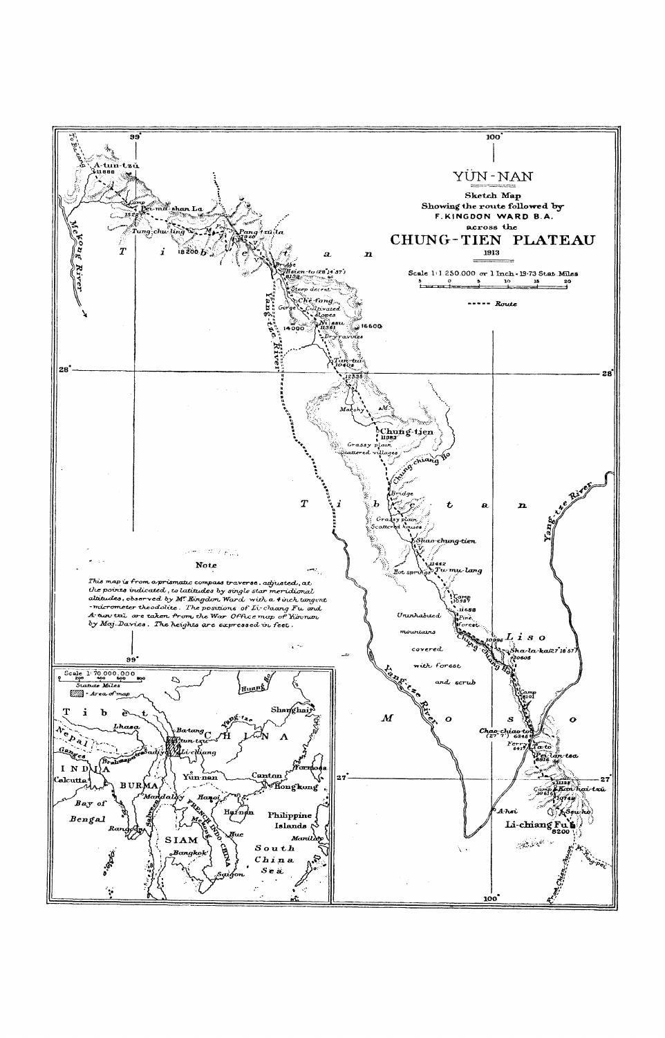# YÜN-NAN

**Sketch Map**
**Showing the route followed by**
**F. KINGDON WARD B.A.**
**across the**

## CHUNG-TIEN PLATEAU

**1913**

Scale 1:1 250 000 or 1 Inch = 19·73 Stat. Miles

----- Route

**Note**

*This map is from a prismatic compass traverse, adjusted, at the points indicated, to latitudes by single star meridional altitudes, observed by Mr Kingdon Ward with a 4 inch tangent-micrometer theodolite. The positions of Li-chiang Fu and A-tun-tzu are taken from the War Office map of Yünnan by Maj. Davies. The heights are expressed in feet.*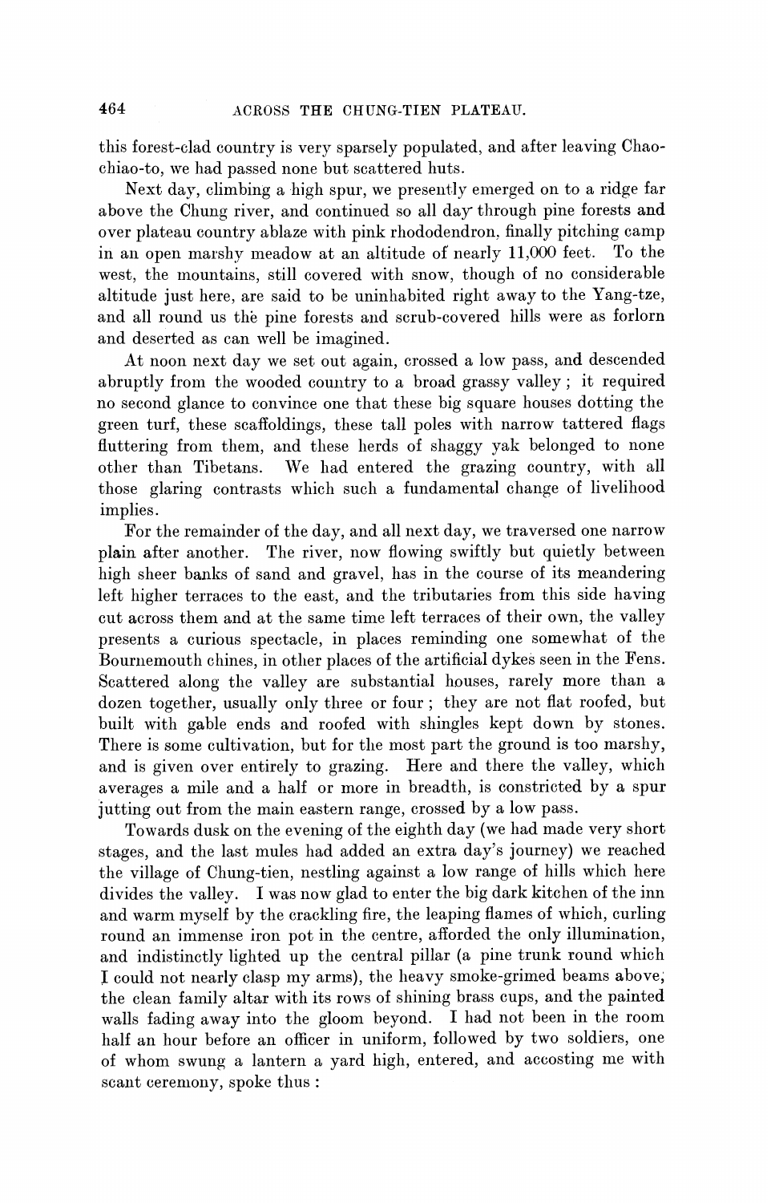this forest-clad country is very sparsely populated, and after leaving Chao-chiao-to, we had passed none but scattered huts.

Next day, climbing a high spur, we presently emerged on to a ridge far above the Chung river, and continued so all day through pine forests and over plateau country ablaze with pink rhododendron, finally pitching camp in an open marshy meadow at an altitude of nearly 11,000 feet. To the west, the mountains, still covered with snow, though of no considerable altitude just here, are said to be uninhabited right away to the Yang-tze, and all round us the pine forests and scrub-covered hills were as forlorn and deserted as can well be imagined.

At noon next day we set out again, crossed a low pass, and descended abruptly from the wooded country to a broad grassy valley; it required no second glance to convince one that these big square houses dotting the green turf, these scaffoldings, these tall poles with narrow tattered flags fluttering from them, and these herds of shaggy yak belonged to none other than Tibetans. We had entered the grazing country, with all those glaring contrasts which such a fundamental change of livelihood implies.

For the remainder of the day, and all next day, we traversed one narrow plain after another. The river, now flowing swiftly but quietly between high sheer banks of sand and gravel, has in the course of its meandering left higher terraces to the east, and the tributaries from this side having cut across them and at the same time left terraces of their own, the valley presents a curious spectacle, in places reminding one somewhat of the Bournemouth chines, in other places of the artificial dykes seen in the Fens. Scattered along the valley are substantial houses, rarely more than a dozen together, usually only three or four; they are not flat roofed, but built with gable ends and roofed with shingles kept down by stones. There is some cultivation, but for the most part the ground is too marshy, and is given over entirely to grazing. Here and there the valley, which averages a mile and a half or more in breadth, is constricted by a spur jutting out from the main eastern range, crossed by a low pass.

Towards dusk on the evening of the eighth day (we had made very short stages, and the last mules had added an extra day's journey) we reached the village of Chung-tien, nestling against a low range of hills which here divides the valley. I was now glad to enter the big dark kitchen of the inn and warm myself by the crackling fire, the leaping flames of which, curling round an immense iron pot in the centre, afforded the only illumination, and indistinctly lighted up the central pillar (a pine trunk round which I could not nearly clasp my arms), the heavy smoke-grimed beams above, the clean family altar with its rows of shining brass cups, and the painted walls fading away into the gloom beyond. I had not been in the room half an hour before an officer in uniform, followed by two soldiers, one of whom swung a lantern a yard high, entered, and accosting me with scant ceremony, spoke thus :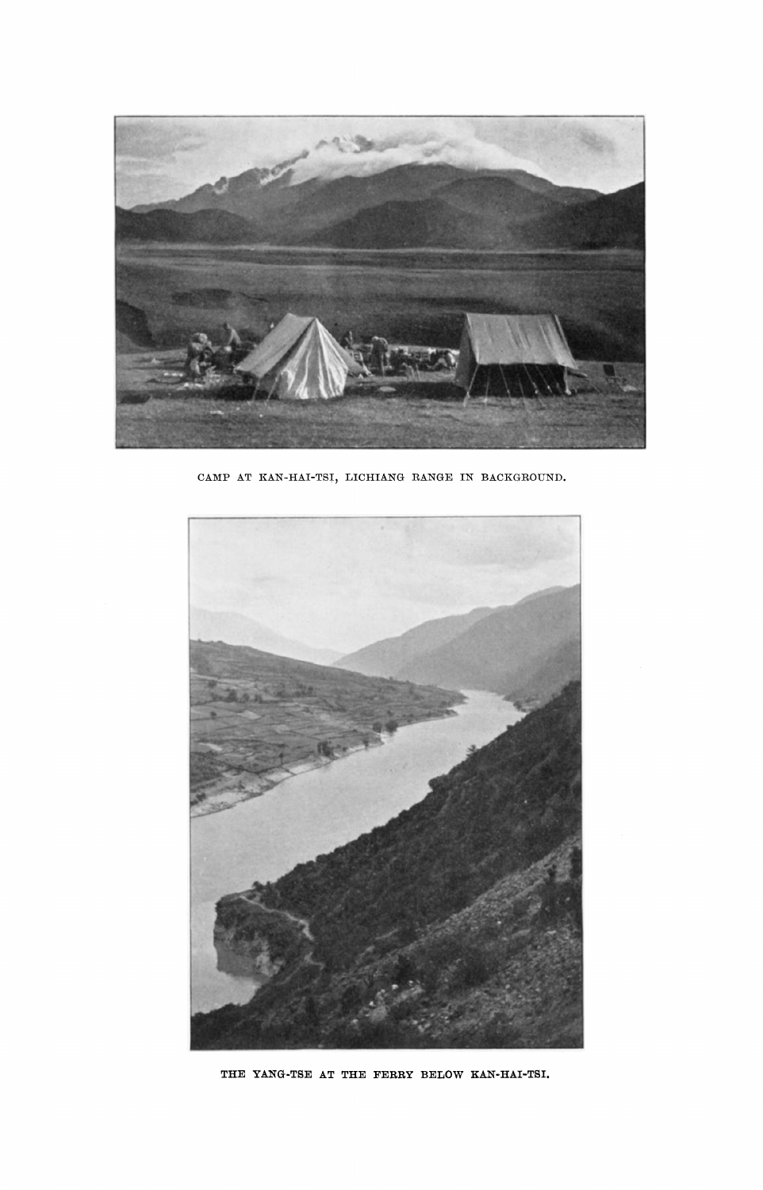CAMP AT KAN-HAI-TSI, LICHIANG RANGE IN BACKGROUND.

THE YANG-TSE AT THE FERRY BELOW KAN-HAI-TSI.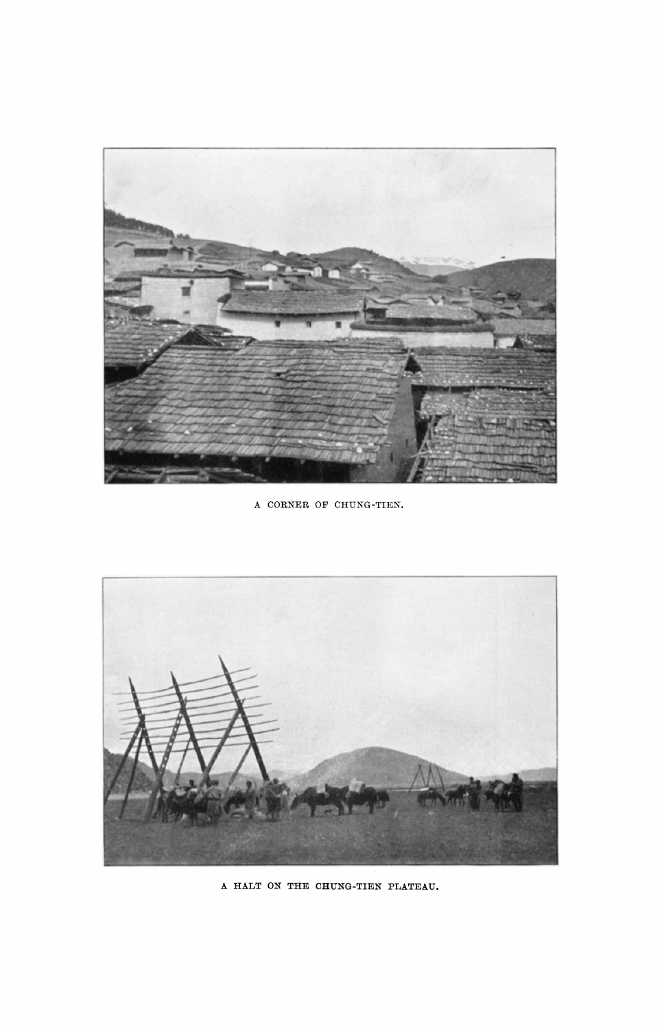A CORNER OF CHUNG-TIEN.

A HALT ON THE CHUNG-TIEN PLATEAU.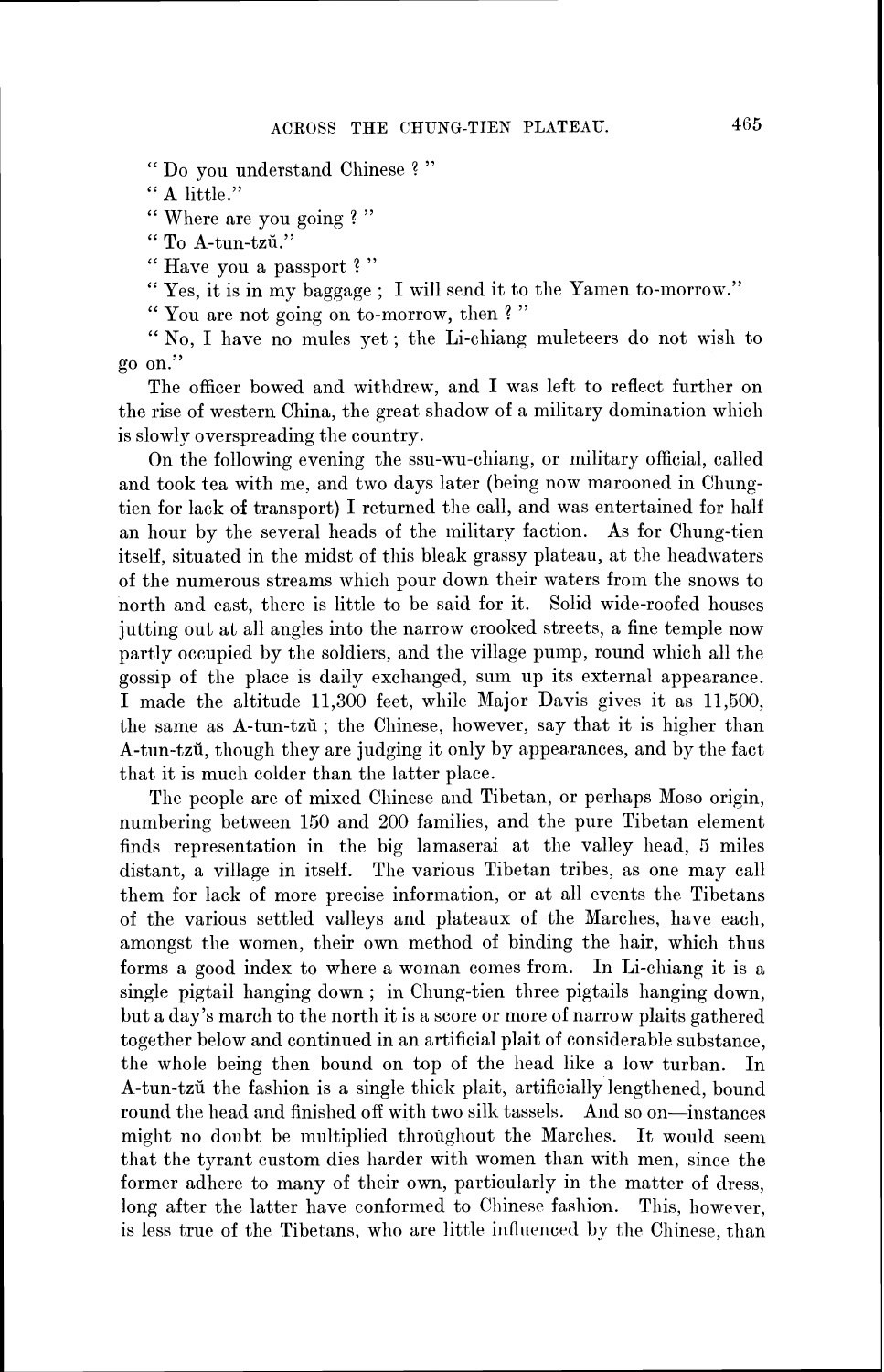"Do you understand Chinese?"

"A little."

"Where are you going?"

"To A-tun-tzŭ."

"Have you a passport?"

"Yes, it is in my baggage; I will send it to the Yamen to-morrow."

"You are not going on to-morrow, then?"

"No, I have no mules yet; the Li-chiang muleteers do not wish to go on."

The officer bowed and withdrew, and I was left to reflect further on the rise of western China, the great shadow of a military domination which is slowly overspreading the country.

On the following evening the ssu-wu-chiang, or military official, called and took tea with me, and two days later (being now marooned in Chung-tien for lack of transport) I returned the call, and was entertained for half an hour by the several heads of the military faction. As for Chung-tien itself, situated in the midst of this bleak grassy plateau, at the headwaters of the numerous streams which pour down their waters from the snows to north and east, there is little to be said for it. Solid wide-roofed houses jutting out at all angles into the narrow crooked streets, a fine temple now partly occupied by the soldiers, and the village pump, round which all the gossip of the place is daily exchanged, sum up its external appearance. I made the altitude 11,300 feet, while Major Davis gives it as 11,500, the same as A-tun-tzŭ; the Chinese, however, say that it is higher than A-tun-tzŭ, though they are judging it only by appearances, and by the fact that it is much colder than the latter place.

The people are of mixed Chinese and Tibetan, or perhaps Moso origin, numbering between 150 and 200 families, and the pure Tibetan element finds representation in the big lamaserai at the valley head, 5 miles distant, a village in itself. The various Tibetan tribes, as one may call them for lack of more precise information, or at all events the Tibetans of the various settled valleys and plateaux of the Marches, have each, amongst the women, their own method of binding the hair, which thus forms a good index to where a woman comes from. In Li-chiang it is a single pigtail hanging down; in Chung-tien three pigtails hanging down, but a day's march to the north it is a score or more of narrow plaits gathered together below and continued in an artificial plait of considerable substance, the whole being then bound on top of the head like a low turban. In A-tun-tzŭ the fashion is a single thick plait, artificially lengthened, bound round the head and finished off with two silk tassels. And so on—instances might no doubt be multiplied throughout the Marches. It would seem that the tyrant custom dies harder with women than with men, since the former adhere to many of their own, particularly in the matter of dress, long after the latter have conformed to Chinese fashion. This, however, is less true of the Tibetans, who are little influenced by the Chinese, than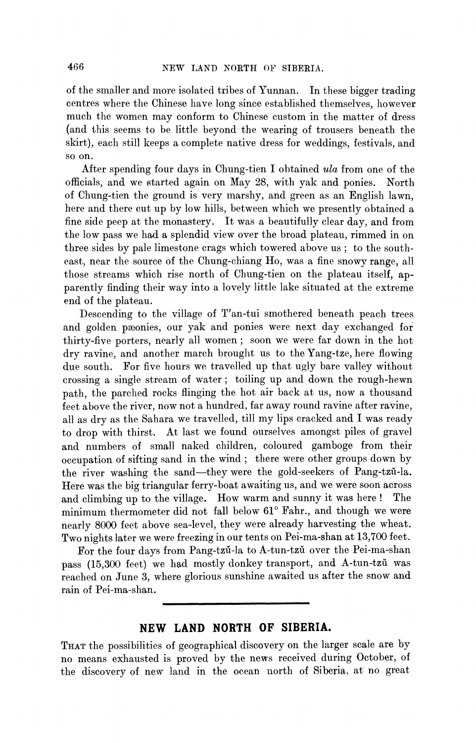of the smaller and more isolated tribes of Yunnan. In these bigger trading centres where the Chinese have long since established themselves, however much the women may conform to Chinese custom in the matter of dress (and this seems to be little beyond the wearing of trousers beneath the skirt), each still keeps a complete native dress for weddings, festivals, and so on.

After spending four days in Chung-tien I obtained *ula* from one of the officials, and we started again on May 28, with yak and ponies. North of Chung-tien the ground is very marshy, and green as an English lawn, here and there cut up by low hills, between which we presently obtained a fine side peep at the monastery. It was a beautifully clear day, and from the low pass we had a splendid view over the broad plateau, rimmed in on three sides by pale limestone crags which towered above us; to the south-east, near the source of the Chung-chiang Ho, was a fine snowy range, all those streams which rise north of Chung-tien on the plateau itself, apparently finding their way into a lovely little lake situated at the extreme end of the plateau.

Descending to the village of T'an-tui smothered beneath peach trees and golden pæonies, our yak and ponies were next day exchanged for thirty-five porters, nearly all women; soon we were far down in the hot dry ravine, and another march brought us to the Yang-tze, here flowing due south. For five hours we travelled up that ugly bare valley without crossing a single stream of water; toiling up and down the rough-hewn path, the parched rocks flinging the hot air back at us, now a thousand feet above the river, now not a hundred, far away round ravine after ravine, all as dry as the Sahara we travelled, till my lips cracked and I was ready to drop with thirst. At last we found ourselves amongst piles of gravel and numbers of small naked children, coloured gamboge from their occupation of sifting sand in the wind; there were other groups down by the river washing the sand—they were the gold-seekers of Pang-tzŭ-la. Here was the big triangular ferry-boat awaiting us, and we were soon across and climbing up to the village. How warm and sunny it was here! The minimum thermometer did not fall below 61° Fahr., and though we were nearly 8000 feet above sea-level, they were already harvesting the wheat. Two nights later we were freezing in our tents on Pei-ma-shan at 13,700 feet.

For the four days from Pang-tzŭ-la to A-tun-tzŭ over the Pei-ma-shan pass (15,300 feet) we had mostly donkey transport, and A-tun-tzŭ was reached on June 3, where glorious sunshine awaited us after the snow and rain of Pei-ma-shan.

## NEW LAND NORTH OF SIBERIA.

THAT the possibilities of geographical discovery on the larger scale are by no means exhausted is proved by the news received during October, of the discovery of new land in the ocean north of Siberia, at no great